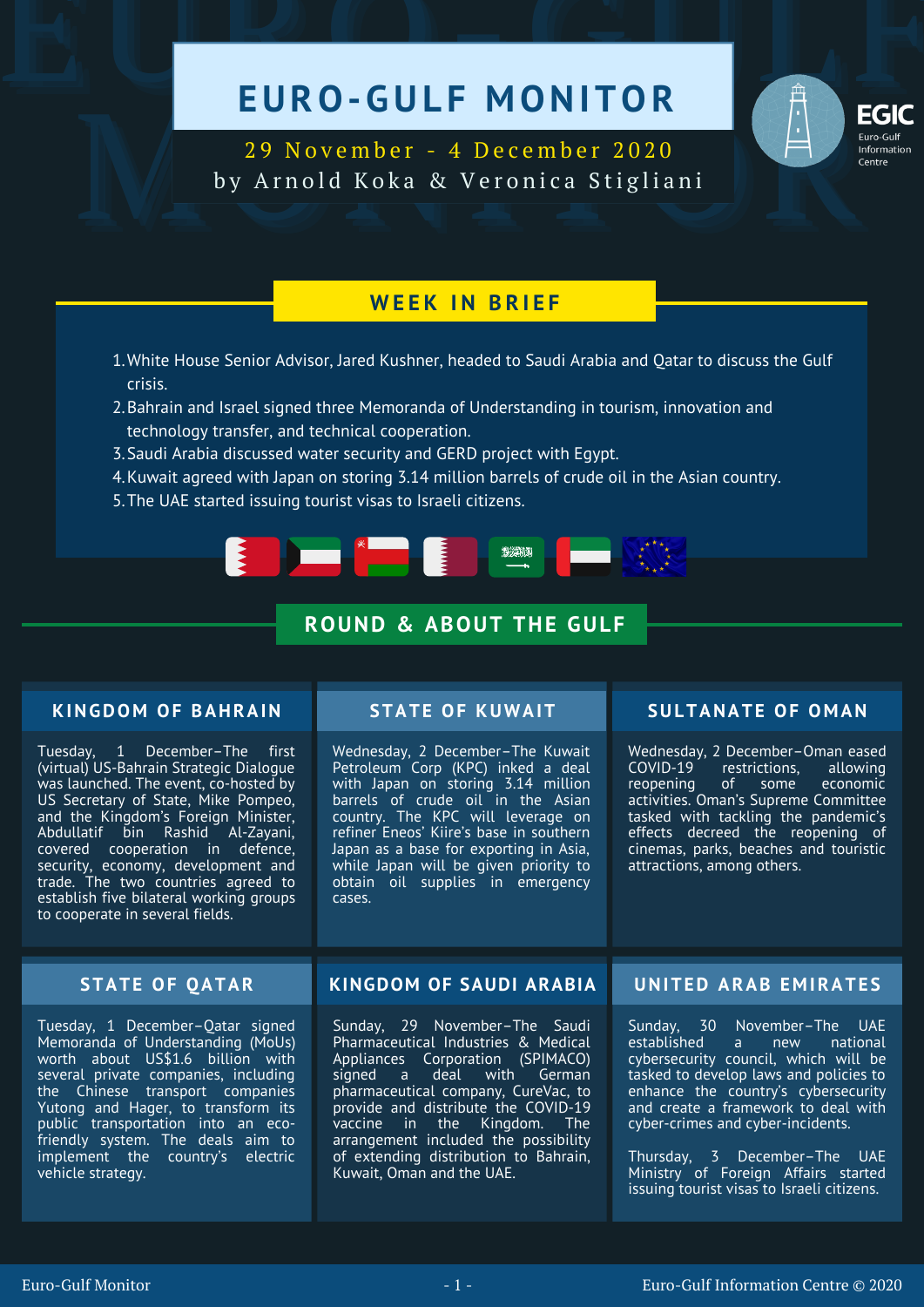# EURO-GULF MONITOR

29 November - 4 December 2020

by Arnold Koka & Veronica Stigliani

EGIC
Euro-Gulf Information Centre

## WEEK IN BRIEF

1. White House Senior Advisor, Jared Kushner, headed to Saudi Arabia and Qatar to discuss the Gulf crisis.
2. Bahrain and Israel signed three Memoranda of Understanding in tourism, innovation and technology transfer, and technical cooperation.
3. Saudi Arabia discussed water security and GERD project with Egypt.
4. Kuwait agreed with Japan on storing 3.14 million barrels of crude oil in the Asian country.
5. The UAE started issuing tourist visas to Israeli citizens.

## ROUND & ABOUT THE GULF

### KINGDOM OF BAHRAIN

Tuesday, 1 December–The first (virtual) US-Bahrain Strategic Dialogue was launched. The event, co-hosted by US Secretary of State, Mike Pompeo, and the Kingdom's Foreign Minister, Abdullatif bin Rashid Al-Zayani, covered cooperation in defence, security, economy, development and trade. The two countries agreed to establish five bilateral working groups to cooperate in several fields.

### STATE OF KUWAIT

Wednesday, 2 December–The Kuwait Petroleum Corp (KPC) inked a deal with Japan on storing 3.14 million barrels of crude oil in the Asian country. The KPC will leverage on refiner Eneos' Kiire's base in southern Japan as a base for exporting in Asia, while Japan will be given priority to obtain oil supplies in emergency cases.

### SULTANATE OF OMAN

Wednesday, 2 December–Oman eased COVID-19 restrictions, allowing reopening of some economic activities. Oman's Supreme Committee tasked with tackling the pandemic's effects decreed the reopening of cinemas, parks, beaches and touristic attractions, among others.

### STATE OF QATAR

Tuesday, 1 December–Qatar signed Memoranda of Understanding (MoUs) worth about US$1.6 billion with several private companies, including the Chinese transport companies Yutong and Hager, to transform its public transportation into an eco-friendly system. The deals aim to implement the country's electric vehicle strategy.

### KINGDOM OF SAUDI ARABIA

Sunday, 29 November–The Saudi Pharmaceutical Industries & Medical Appliances Corporation (SPIMACO) signed a deal with German pharmaceutical company, CureVac, to provide and distribute the COVID-19 vaccine in the Kingdom. The arrangement included the possibility of extending distribution to Bahrain, Kuwait, Oman and the UAE.

### UNITED ARAB EMIRATES

Sunday, 30 November–The UAE established a new national cybersecurity council, which will be tasked to develop laws and policies to enhance the country's cybersecurity and create a framework to deal with cyber-crimes and cyber-incidents.

Thursday, 3 December–The UAE Ministry of Foreign Affairs started issuing tourist visas to Israeli citizens.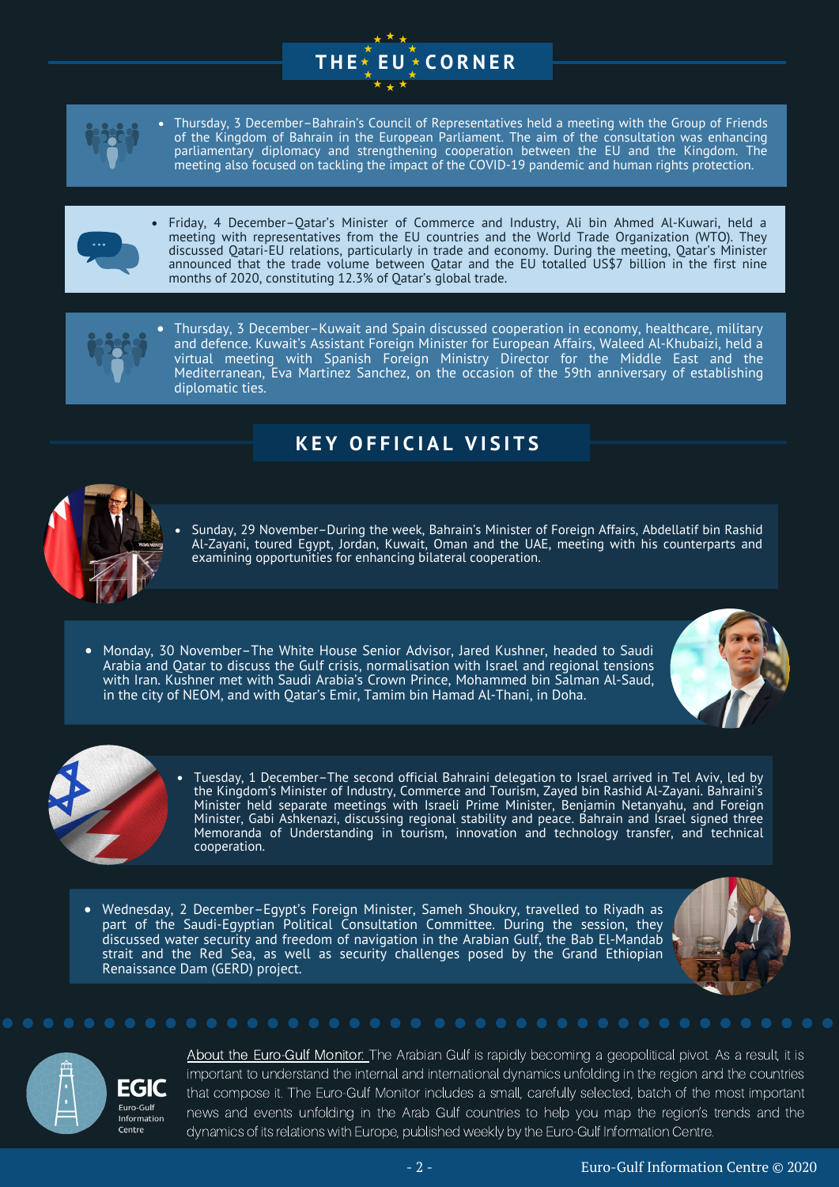## THE EU CORNER

- Thursday, 3 December–Bahrain's Council of Representatives held a meeting with the Group of Friends of the Kingdom of Bahrain in the European Parliament. The aim of the consultation was enhancing parliamentary diplomacy and strengthening cooperation between the EU and the Kingdom. The meeting also focused on tackling the impact of the COVID-19 pandemic and human rights protection.

- Friday, 4 December–Qatar's Minister of Commerce and Industry, Ali bin Ahmed Al-Kuwari, held a meeting with representatives from the EU countries and the World Trade Organization (WTO). They discussed Qatari-EU relations, particularly in trade and economy. During the meeting, Qatar's Minister announced that the trade volume between Qatar and the EU totalled US$7 billion in the first nine months of 2020, constituting 12.3% of Qatar's global trade.

- Thursday, 3 December–Kuwait and Spain discussed cooperation in economy, healthcare, military and defence. Kuwait's Assistant Foreign Minister for European Affairs, Waleed Al-Khubaizi, held a virtual meeting with Spanish Foreign Ministry Director for the Middle East and the Mediterranean, Eva Martinez Sanchez, on the occasion of the 59th anniversary of establishing diplomatic ties.

## KEY OFFICIAL VISITS

- Sunday, 29 November–During the week, Bahrain's Minister of Foreign Affairs, Abdellatif bin Rashid Al-Zayani, toured Egypt, Jordan, Kuwait, Oman and the UAE, meeting with his counterparts and examining opportunities for enhancing bilateral cooperation.

- Monday, 30 November–The White House Senior Advisor, Jared Kushner, headed to Saudi Arabia and Qatar to discuss the Gulf crisis, normalisation with Israel and regional tensions with Iran. Kushner met with Saudi Arabia's Crown Prince, Mohammed bin Salman Al-Saud, in the city of NEOM, and with Qatar's Emir, Tamim bin Hamad Al-Thani, in Doha.

- Tuesday, 1 December–The second official Bahraini delegation to Israel arrived in Tel Aviv, led by the Kingdom's Minister of Industry, Commerce and Tourism, Zayed bin Rashid Al-Zayani. Bahraini's Minister held separate meetings with Israeli Prime Minister, Benjamin Netanyahu, and Foreign Minister, Gabi Ashkenazi, discussing regional stability and peace. Bahrain and Israel signed three Memoranda of Understanding in tourism, innovation and technology transfer, and technical cooperation.

- Wednesday, 2 December–Egypt's Foreign Minister, Sameh Shoukry, travelled to Riyadh as part of the Saudi-Egyptian Political Consultation Committee. During the session, they discussed water security and freedom of navigation in the Arabian Gulf, the Bab El-Mandab strait and the Red Sea, as well as security challenges posed by the Grand Ethiopian Renaissance Dam (GERD) project.

EGIC Euro-Gulf Information Centre

About the Euro-Gulf Monitor: The Arabian Gulf is rapidly becoming a geopolitical pivot. As a result, it is important to understand the internal and international dynamics unfolding in the region and the countries that compose it. The Euro-Gulf Monitor includes a small, carefully selected, batch of the most important news and events unfolding in the Arab Gulf countries to help you map the region's trends and the dynamics of its relations with Europe, published weekly by the Euro-Gulf Information Centre.

Euro-Gulf Information Centre © 2020